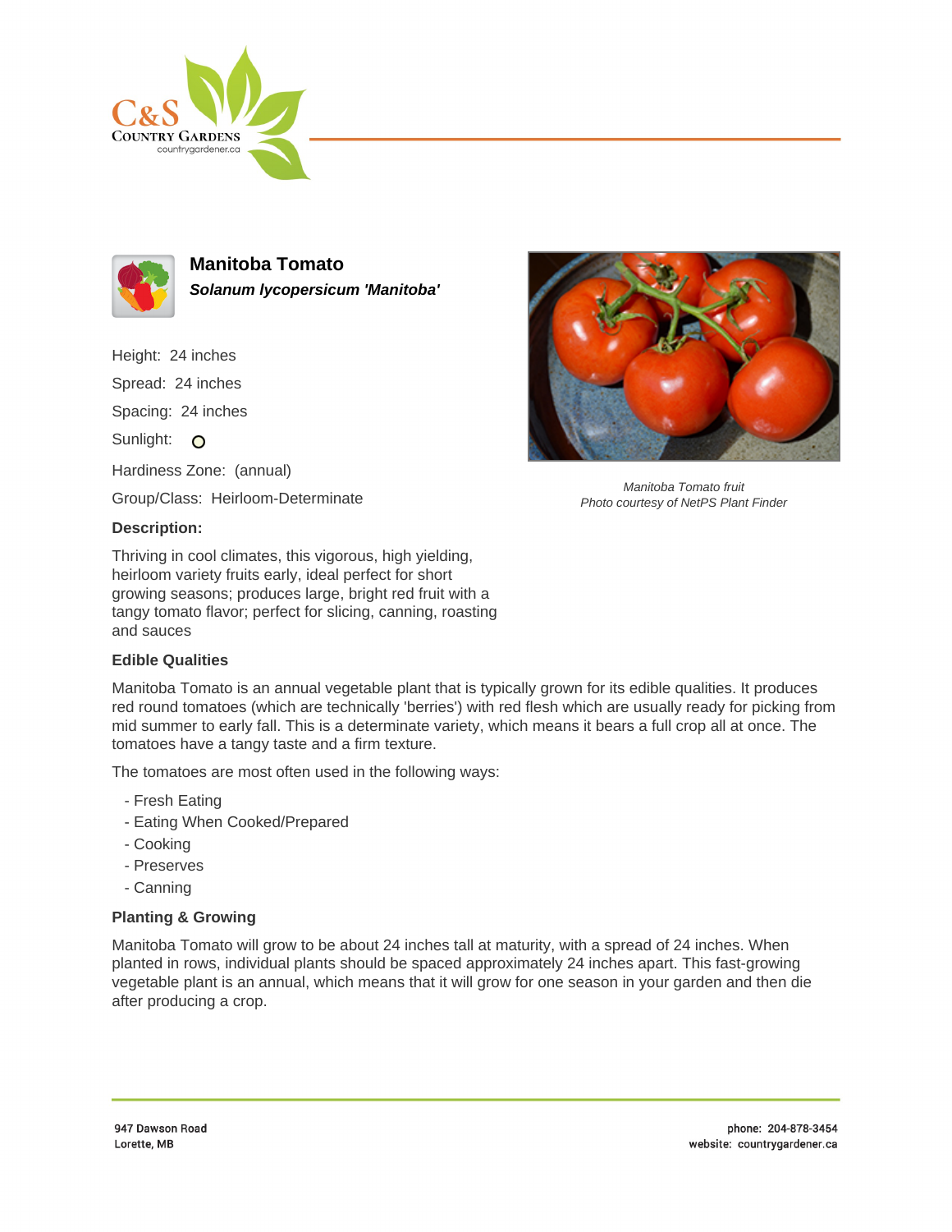# Manitoba Tomato

***Solanum lycopersicum 'Manitoba'***

Height: 24 inches

Spread: 24 inches

Spacing: 24 inches

Sunlight: O

Hardiness Zone: (annual)

Group/Class: Heirloom-Determinate

*Manitoba Tomato fruit*
*Photo courtesy of NetPS Plant Finder*

### Description:

Thriving in cool climates, this vigorous, high yielding, heirloom variety fruits early, ideal perfect for short growing seasons; produces large, bright red fruit with a tangy tomato flavor; perfect for slicing, canning, roasting and sauces

### Edible Qualities

Manitoba Tomato is an annual vegetable plant that is typically grown for its edible qualities. It produces red round tomatoes (which are technically 'berries') with red flesh which are usually ready for picking from mid summer to early fall. This is a determinate variety, which means it bears a full crop all at once. The tomatoes have a tangy taste and a firm texture.

The tomatoes are most often used in the following ways:

- Fresh Eating
- Eating When Cooked/Prepared
- Cooking
- Preserves
- Canning

### Planting & Growing

Manitoba Tomato will grow to be about 24 inches tall at maturity, with a spread of 24 inches. When planted in rows, individual plants should be spaced approximately 24 inches apart. This fast-growing vegetable plant is an annual, which means that it will grow for one season in your garden and then die after producing a crop.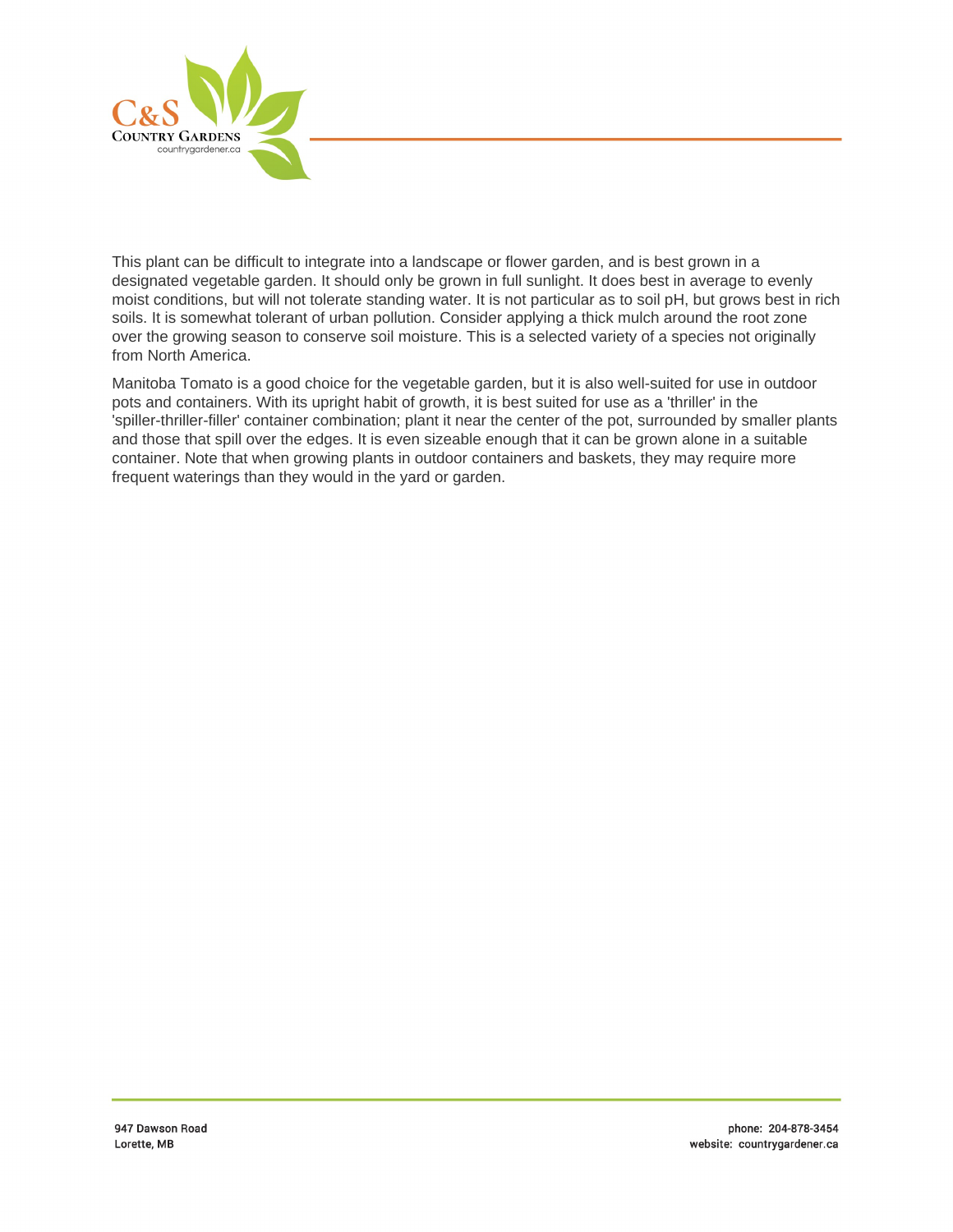This plant can be difficult to integrate into a landscape or flower garden, and is best grown in a designated vegetable garden. It should only be grown in full sunlight. It does best in average to evenly moist conditions, but will not tolerate standing water. It is not particular as to soil pH, but grows best in rich soils. It is somewhat tolerant of urban pollution. Consider applying a thick mulch around the root zone over the growing season to conserve soil moisture. This is a selected variety of a species not originally from North America.

Manitoba Tomato is a good choice for the vegetable garden, but it is also well-suited for use in outdoor pots and containers. With its upright habit of growth, it is best suited for use as a 'thriller' in the 'spiller-thriller-filler' container combination; plant it near the center of the pot, surrounded by smaller plants and those that spill over the edges. It is even sizeable enough that it can be grown alone in a suitable container. Note that when growing plants in outdoor containers and baskets, they may require more frequent waterings than they would in the yard or garden.